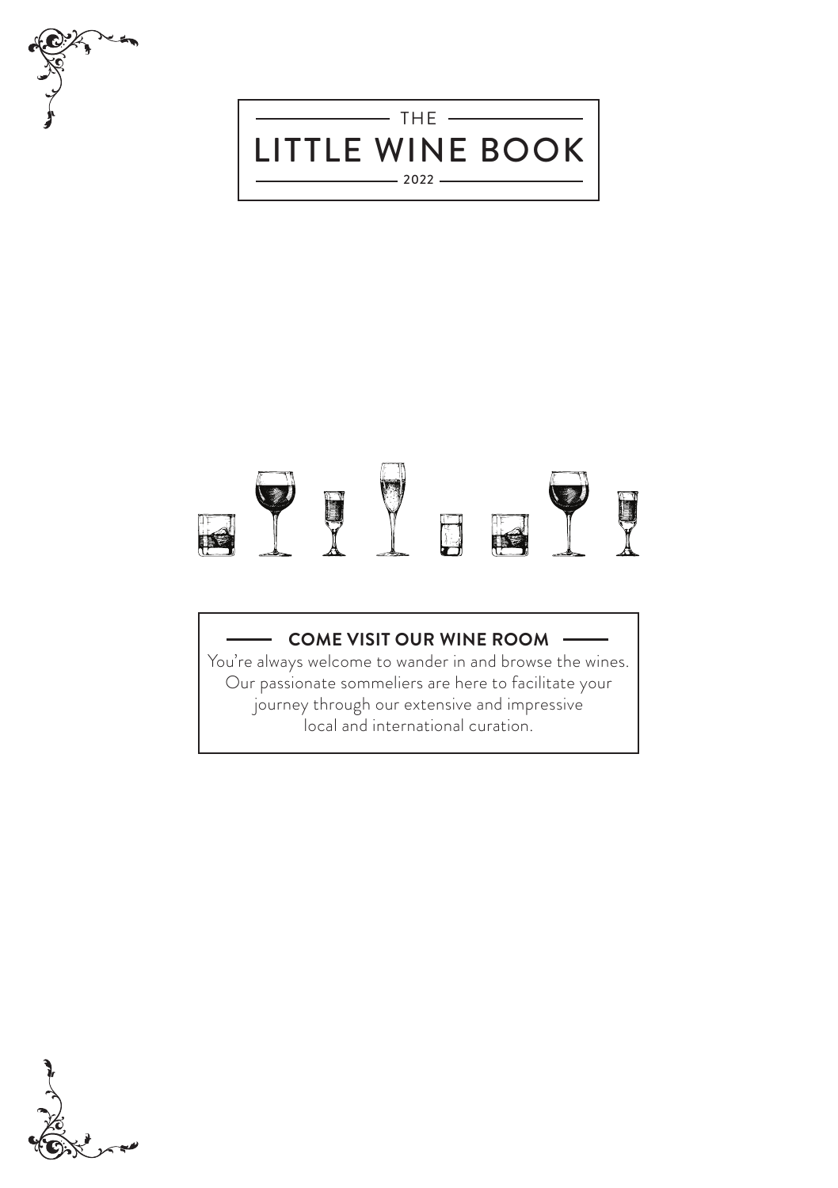# THE LITTLE WINE BOOK

2022

## COME VISIT OUR WINE ROOM

You're always welcome to wander in and browse the wines. Our passionate sommeliers are here to facilitate your journey through our extensive and impressive local and international curation.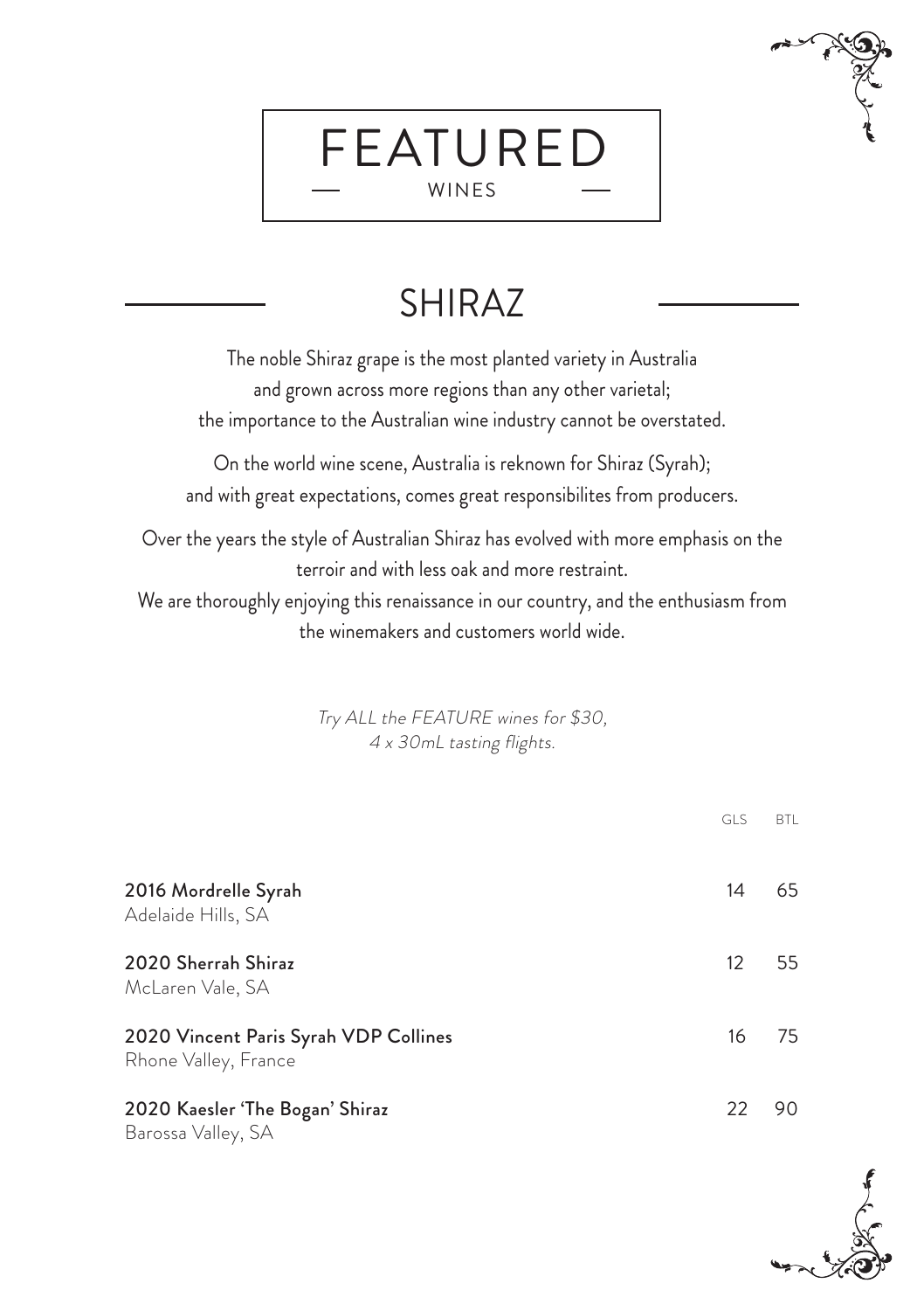# FEATURED

WINES

## SHIRAZ

The noble Shiraz grape is the most planted variety in Australia
and grown across more regions than any other varietal;
the importance to the Australian wine industry cannot be overstated.

On the world wine scene, Australia is reknown for Shiraz (Syrah);
and with great expectations, comes great responsibilites from producers.

Over the years the style of Australian Shiraz has evolved with more emphasis on the terroir and with less oak and more restraint.
We are thoroughly enjoying this renaissance in our country, and the enthusiasm from the winemakers and customers world wide.

*Try ALL the FEATURE wines for $30,*
*4 x 30mL tasting flights.*

| | GLS | BTL |
|---|---|---|
| **2016 Mordrelle Syrah**<br>Adelaide Hills, SA | 14 | 65 |
| **2020 Sherrah Shiraz**<br>McLaren Vale, SA | 12 | 55 |
| **2020 Vincent Paris Syrah VDP Collines**<br>Rhone Valley, France | 16 | 75 |
| **2020 Kaesler 'The Bogan' Shiraz**<br>Barossa Valley, SA | 22 | 90 |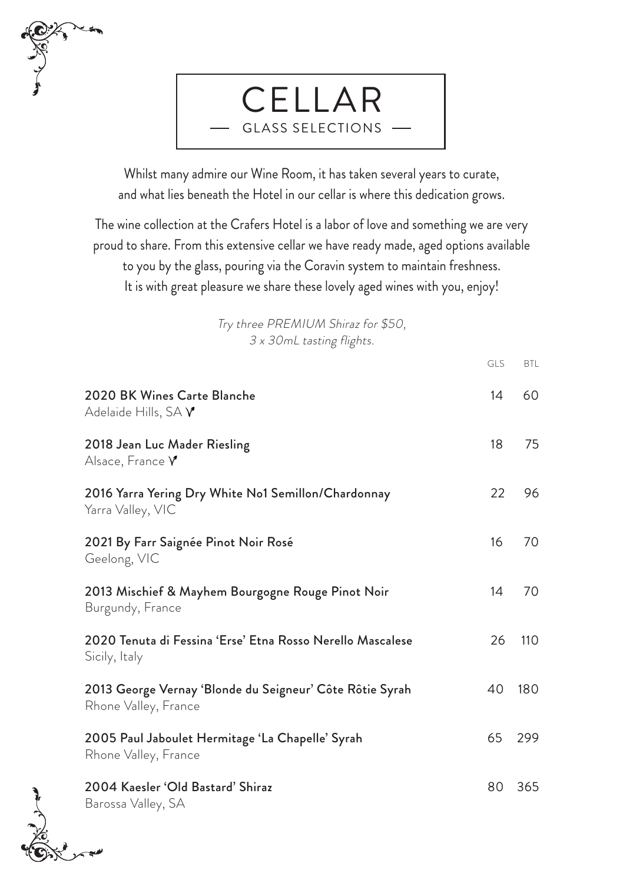# CELLAR

## GLASS SELECTIONS

Whilst many admire our Wine Room, it has taken several years to curate, and what lies beneath the Hotel in our cellar is where this dedication grows.

The wine collection at the Crafers Hotel is a labor of love and something we are very proud to share. From this extensive cellar we have ready made, aged options available to you by the glass, pouring via the Coravin system to maintain freshness. It is with great pleasure we share these lovely aged wines with you, enjoy!

*Try three PREMIUM Shiraz for $50,*
*3 x 30mL tasting flights.*

| | GLS | BTL |
|---|---|---|
| **2020 BK Wines Carte Blanche**<br>Adelaide Hills, SA V | 14 | 60 |
| **2018 Jean Luc Mader Riesling**<br>Alsace, France V | 18 | 75 |
| **2016 Yarra Yering Dry White No1 Semillon/Chardonnay**<br>Yarra Valley, VIC | 22 | 96 |
| **2021 By Farr Saignée Pinot Noir Rosé**<br>Geelong, VIC | 16 | 70 |
| **2013 Mischief & Mayhem Bourgogne Rouge Pinot Noir**<br>Burgundy, France | 14 | 70 |
| **2020 Tenuta di Fessina 'Erse' Etna Rosso Nerello Mascalese**<br>Sicily, Italy | 26 | 110 |
| **2013 George Vernay 'Blonde du Seigneur' Côte Rôtie Syrah**<br>Rhone Valley, France | 40 | 180 |
| **2005 Paul Jaboulet Hermitage 'La Chapelle' Syrah**<br>Rhone Valley, France | 65 | 299 |
| **2004 Kaesler 'Old Bastard' Shiraz**<br>Barossa Valley, SA | 80 | 365 |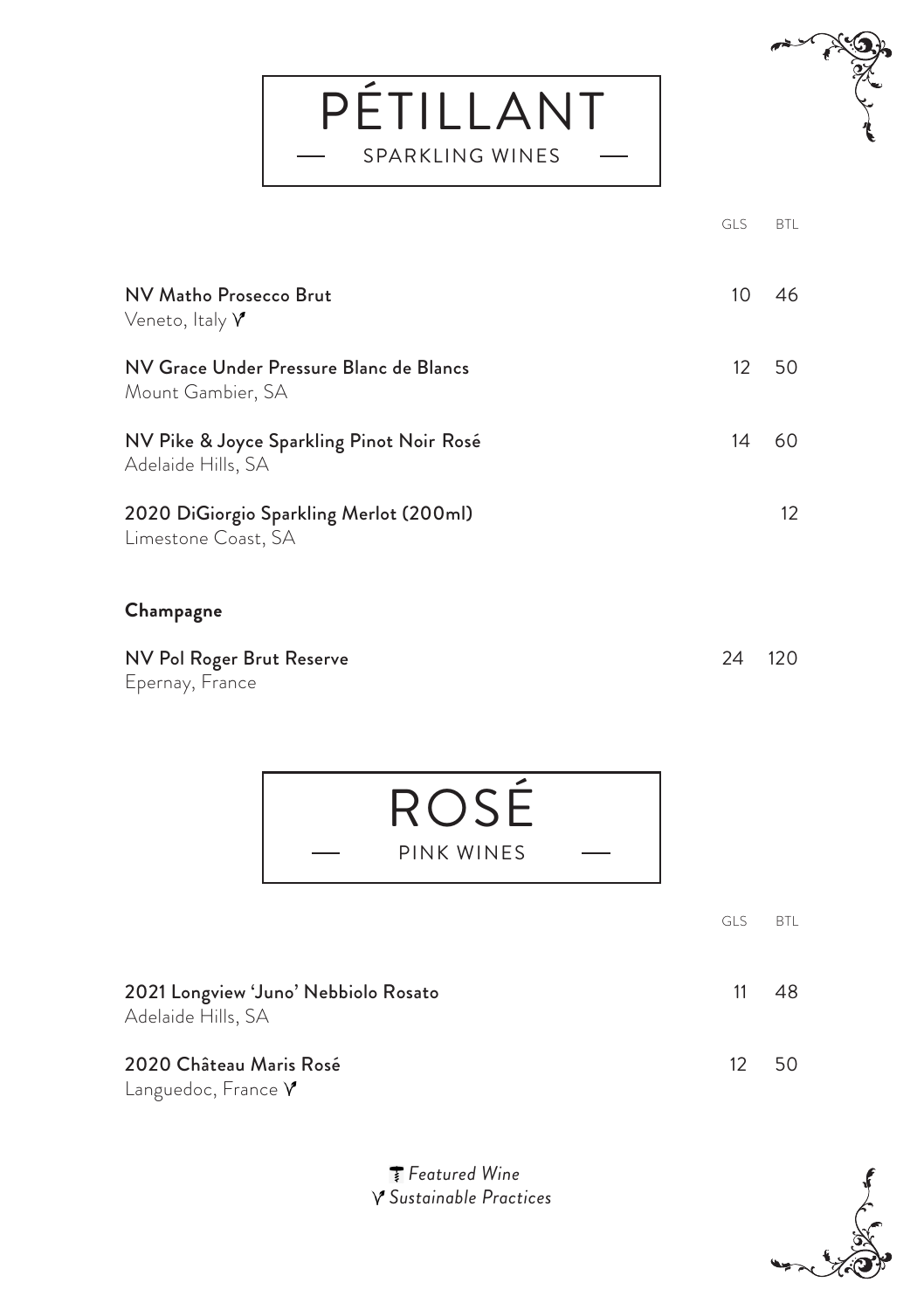# PÉTILLANT

## SPARKLING WINES

| | GLS | BTL |
|---|---|---|
| NV Matho Prosecco Brut<br>Veneto, Italy ✓ | 10 | 46 |
| NV Grace Under Pressure Blanc de Blancs<br>Mount Gambier, SA | 12 | 50 |
| NV Pike & Joyce Sparkling Pinot Noir Rosé<br>Adelaide Hills, SA | 14 | 60 |
| 2020 DiGiorgio Sparkling Merlot (200ml)<br>Limestone Coast, SA | | 12 |

### Champagne

| | GLS | BTL |
|---|---|---|
| NV Pol Roger Brut Reserve<br>Epernay, France | 24 | 120 |

# ROSÉ

## PINK WINES

| | GLS | BTL |
|---|---|---|
| 2021 Longview 'Juno' Nebbiolo Rosato<br>Adelaide Hills, SA | 11 | 48 |
| 2020 Château Maris Rosé<br>Languedoc, France ✓ | 12 | 50 |

*Featured Wine*
*✓ Sustainable Practices*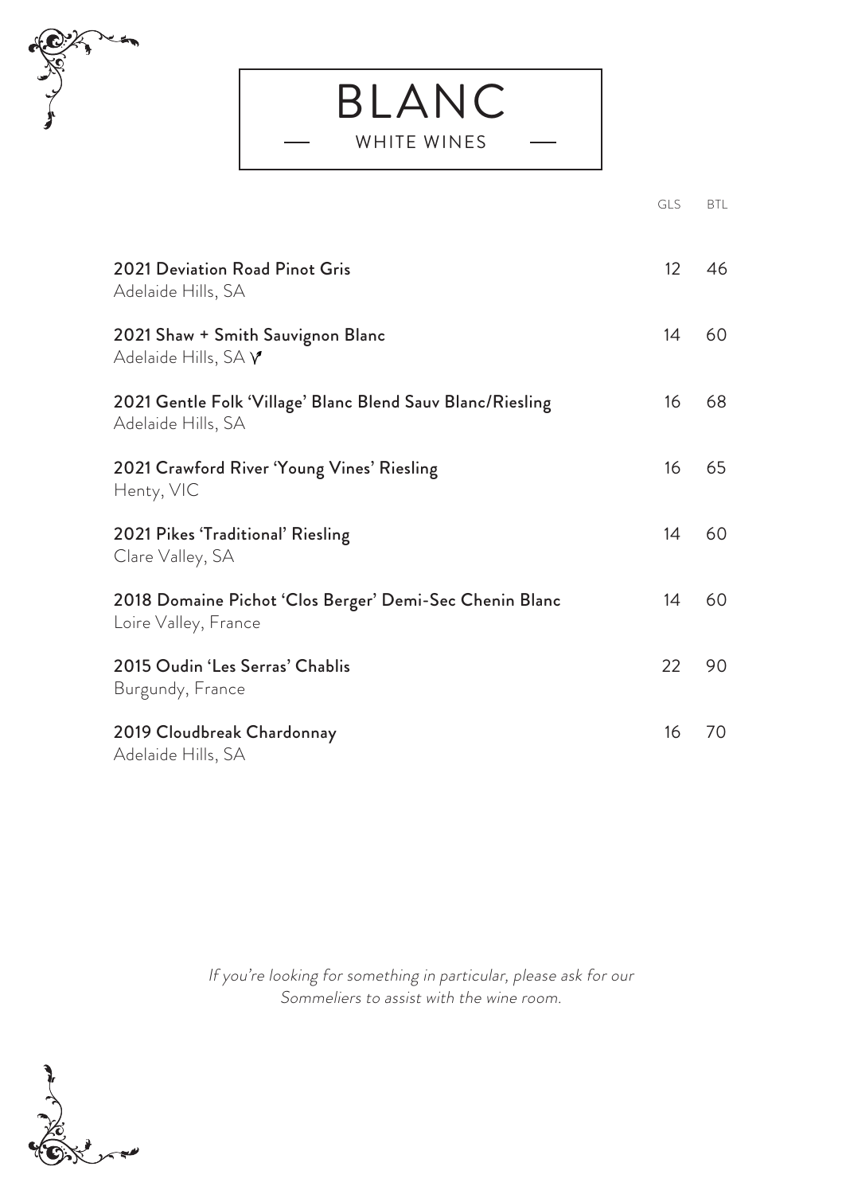# BLANC

## WHITE WINES

| | GLS | BTL |
|---|---|---|
| **2021 Deviation Road Pinot Gris**<br>Adelaide Hills, SA | 12 | 46 |
| **2021 Shaw + Smith Sauvignon Blanc**<br>Adelaide Hills, SA ✓ | 14 | 60 |
| **2021 Gentle Folk 'Village' Blanc Blend Sauv Blanc/Riesling**<br>Adelaide Hills, SA | 16 | 68 |
| **2021 Crawford River 'Young Vines' Riesling**<br>Henty, VIC | 16 | 65 |
| **2021 Pikes 'Traditional' Riesling**<br>Clare Valley, SA | 14 | 60 |
| **2018 Domaine Pichot 'Clos Berger' Demi-Sec Chenin Blanc**<br>Loire Valley, France | 14 | 60 |
| **2015 Oudin 'Les Serras' Chablis**<br>Burgundy, France | 22 | 90 |
| **2019 Cloudbreak Chardonnay**<br>Adelaide Hills, SA | 16 | 70 |

*If you're looking for something in particular, please ask for our Sommeliers to assist with the wine room.*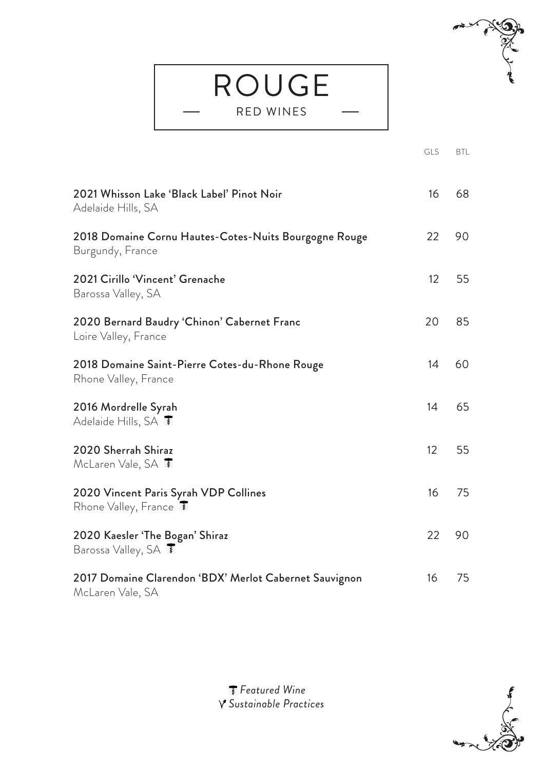# ROUGE

## RED WINES

| | GLS | BTL |
|---|---|---|
| **2021 Whisson Lake 'Black Label' Pinot Noir**<br>Adelaide Hills, SA | 16 | 68 |
| **2018 Domaine Cornu Hautes-Cotes-Nuits Bourgogne Rouge**<br>Burgundy, France | 22 | 90 |
| **2021 Cirillo 'Vincent' Grenache**<br>Barossa Valley, SA | 12 | 55 |
| **2020 Bernard Baudry 'Chinon' Cabernet Franc**<br>Loire Valley, France | 20 | 85 |
| **2018 Domaine Saint-Pierre Cotes-du-Rhone Rouge**<br>Rhone Valley, France | 14 | 60 |
| **2016 Mordrelle Syrah**<br>Adelaide Hills, SA 🍷 | 14 | 65 |
| **2020 Sherrah Shiraz**<br>McLaren Vale, SA 🍷 | 12 | 55 |
| **2020 Vincent Paris Syrah VDP Collines**<br>Rhone Valley, France 🍷 | 16 | 75 |
| **2020 Kaesler 'The Bogan' Shiraz**<br>Barossa Valley, SA 🍷 | 22 | 90 |
| **2017 Domaine Clarendon 'BDX' Merlot Cabernet Sauvignon**<br>McLaren Vale, SA | 16 | 75 |

🍷 *Featured Wine*
🌱 *Sustainable Practices*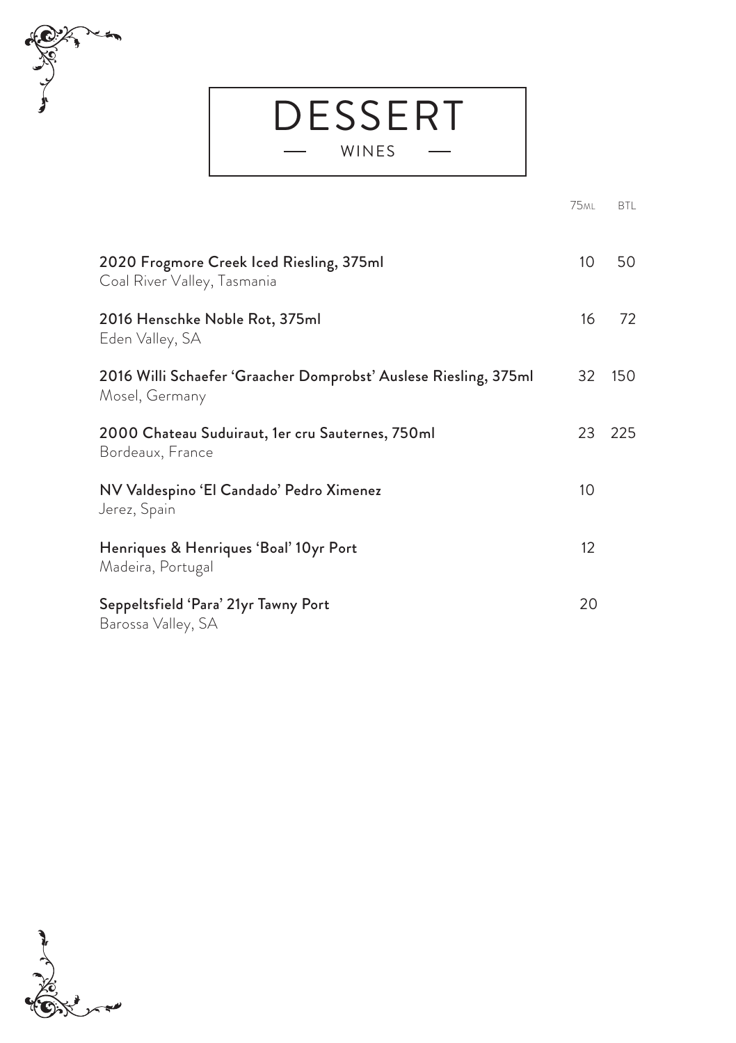# DESSERT

## WINES

| | 75ML | BTL |
|---|---|---|
| **2020 Frogmore Creek Iced Riesling, 375ml**<br>Coal River Valley, Tasmania | 10 | 50 |
| **2016 Henschke Noble Rot, 375ml**<br>Eden Valley, SA | 16 | 72 |
| **2016 Willi Schaefer 'Graacher Domprobst' Auslese Riesling, 375ml**<br>Mosel, Germany | 32 | 150 |
| **2000 Chateau Suduiraut, 1er cru Sauternes, 750ml**<br>Bordeaux, France | 23 | 225 |
| **NV Valdespino 'El Candado' Pedro Ximenez**<br>Jerez, Spain | 10 | |
| **Henriques & Henriques 'Boal' 10yr Port**<br>Madeira, Portugal | 12 | |
| **Seppeltsfield 'Para' 21yr Tawny Port**<br>Barossa Valley, SA | 20 | |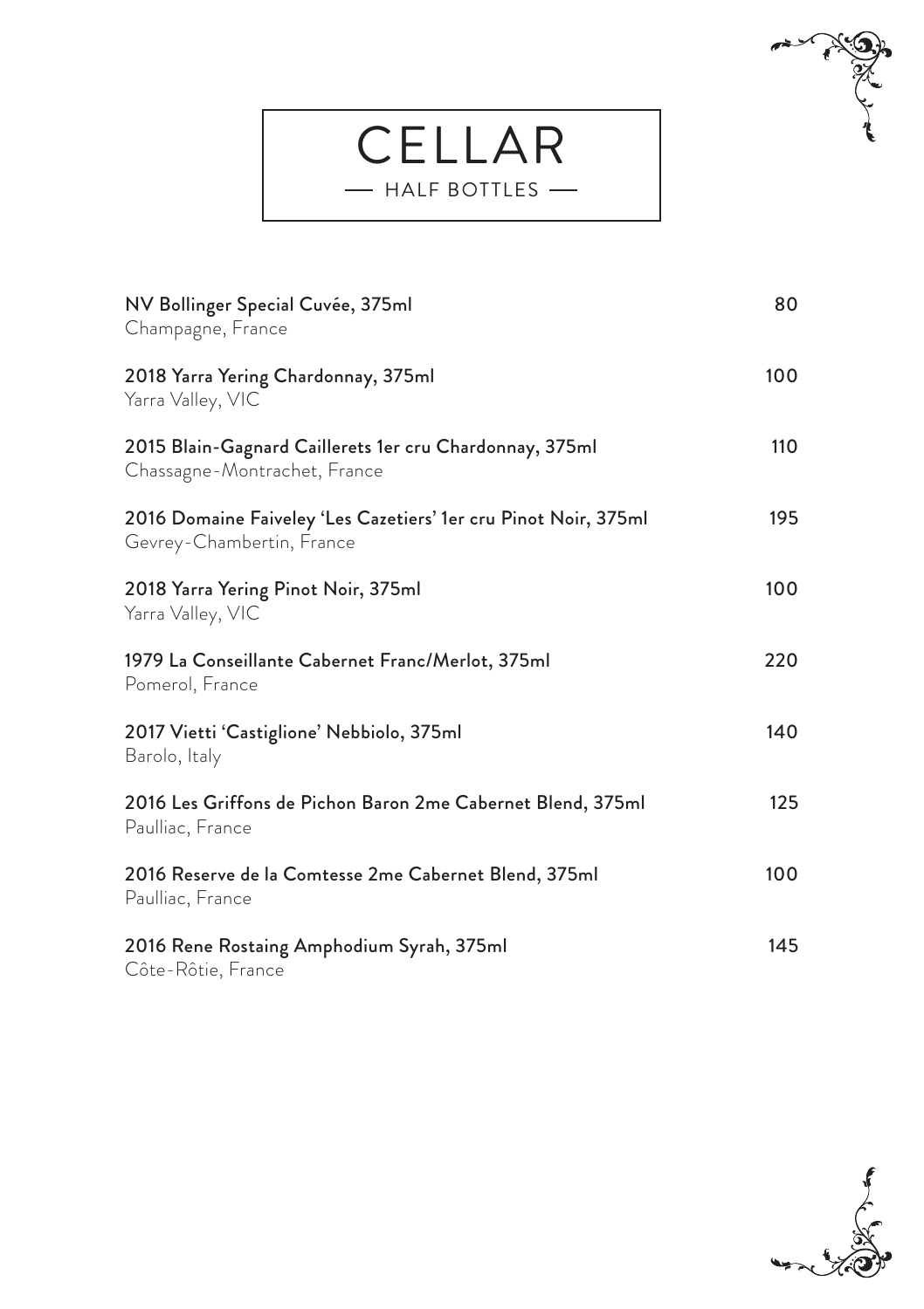# CELLAR

## — HALF BOTTLES —

| | |
|---|---|
| NV Bollinger Special Cuvée, 375ml<br>Champagne, France | 80 |
| 2018 Yarra Yering Chardonnay, 375ml<br>Yarra Valley, VIC | 100 |
| 2015 Blain-Gagnard Caillerets 1er cru Chardonnay, 375ml<br>Chassagne-Montrachet, France | 110 |
| 2016 Domaine Faiveley 'Les Cazetiers' 1er cru Pinot Noir, 375ml<br>Gevrey-Chambertin, France | 195 |
| 2018 Yarra Yering Pinot Noir, 375ml<br>Yarra Valley, VIC | 100 |
| 1979 La Conseillante Cabernet Franc/Merlot, 375ml<br>Pomerol, France | 220 |
| 2017 Vietti 'Castiglione' Nebbiolo, 375ml<br>Barolo, Italy | 140 |
| 2016 Les Griffons de Pichon Baron 2me Cabernet Blend, 375ml<br>Paulliac, France | 125 |
| 2016 Reserve de la Comtesse 2me Cabernet Blend, 375ml<br>Paulliac, France | 100 |
| 2016 Rene Rostaing Amphodium Syrah, 375ml<br>Côte-Rôtie, France | 145 |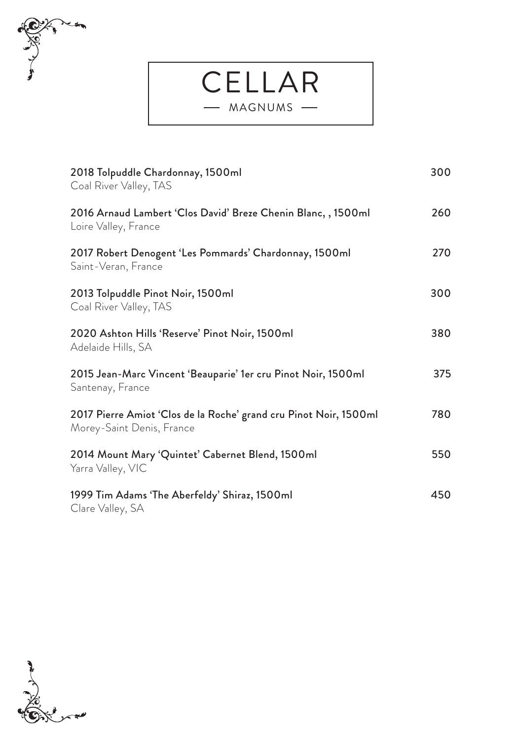# CELLAR

## MAGNUMS

2018 Tolpuddle Chardonnay, 1500ml — 300
Coal River Valley, TAS

2016 Arnaud Lambert 'Clos David' Breze Chenin Blanc, , 1500ml — 260
Loire Valley, France

2017 Robert Denogent 'Les Pommards' Chardonnay, 1500ml — 270
Saint-Veran, France

2013 Tolpuddle Pinot Noir, 1500ml — 300
Coal River Valley, TAS

2020 Ashton Hills 'Reserve' Pinot Noir, 1500ml — 380
Adelaide Hills, SA

2015 Jean-Marc Vincent 'Beauparie' 1er cru Pinot Noir, 1500ml — 375
Santenay, France

2017 Pierre Amiot 'Clos de la Roche' grand cru Pinot Noir, 1500ml — 780
Morey-Saint Denis, France

2014 Mount Mary 'Quintet' Cabernet Blend, 1500ml — 550
Yarra Valley, VIC

1999 Tim Adams 'The Aberfeldy' Shiraz, 1500ml — 450
Clare Valley, SA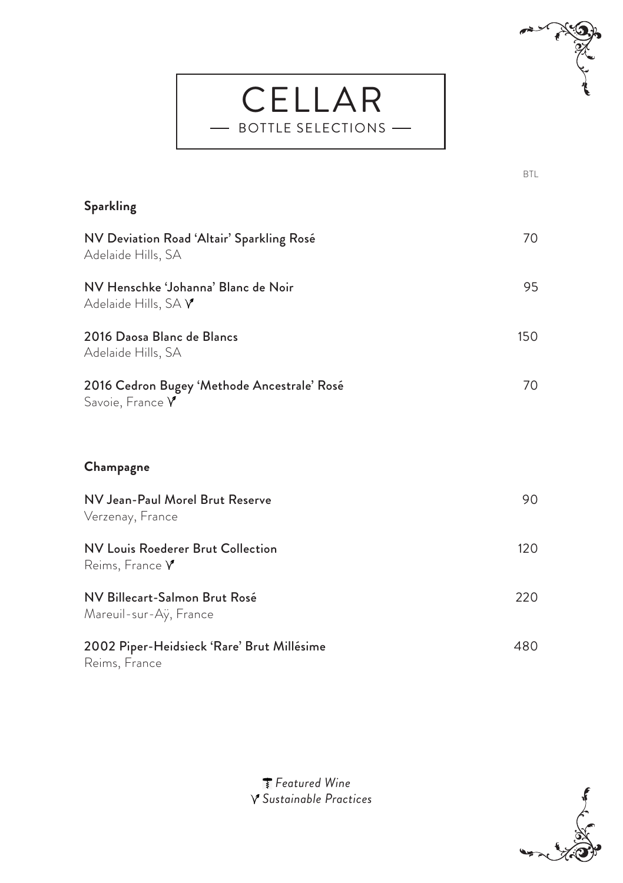# CELLAR

— BOTTLE SELECTIONS —

| | BTL |
|---|---|
| **Sparkling** | |
| NV Deviation Road 'Altair' Sparkling Rosé<br>Adelaide Hills, SA | 70 |
| NV Henschke 'Johanna' Blanc de Noir<br>Adelaide Hills, SA ♈ | 95 |
| 2016 Daosa Blanc de Blancs<br>Adelaide Hills, SA | 150 |
| 2016 Cedron Bugey 'Methode Ancestrale' Rosé<br>Savoie, France ♈ | 70 |
| **Champagne** | |
| NV Jean-Paul Morel Brut Reserve<br>Verzenay, France | 90 |
| NV Louis Roederer Brut Collection<br>Reims, France ♈ | 120 |
| NV Billecart-Salmon Brut Rosé<br>Mareuil-sur-Aÿ, France | 220 |
| 2002 Piper-Heidsieck 'Rare' Brut Millésime<br>Reims, France | 480 |

*Featured Wine*

♈ *Sustainable Practices*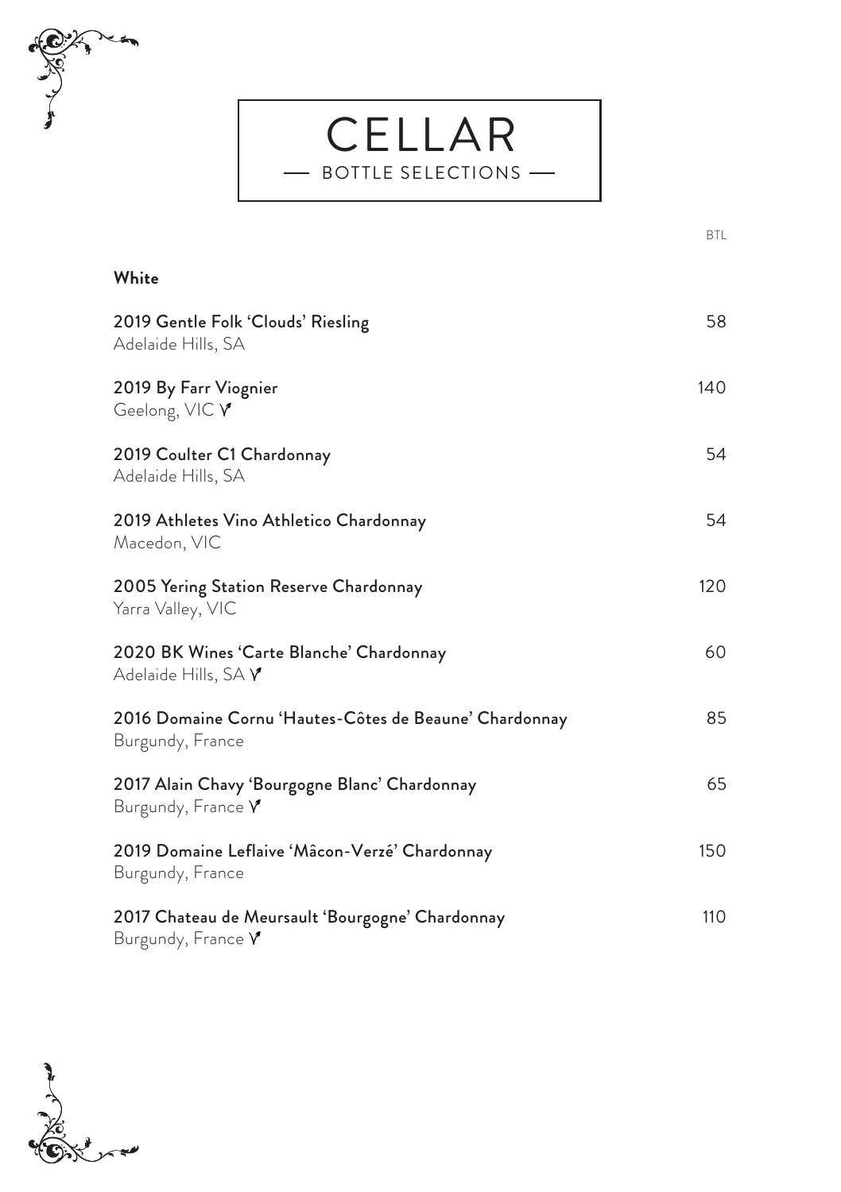# CELLAR

— BOTTLE SELECTIONS —

| White | BTL |
|---|---|
| **2019 Gentle Folk 'Clouds' Riesling**<br>Adelaide Hills, SA | 58 |
| **2019 By Farr Viognier**<br>Geelong, VIC ⱴ | 140 |
| **2019 Coulter C1 Chardonnay**<br>Adelaide Hills, SA | 54 |
| **2019 Athletes Vino Athletico Chardonnay**<br>Macedon, VIC | 54 |
| **2005 Yering Station Reserve Chardonnay**<br>Yarra Valley, VIC | 120 |
| **2020 BK Wines 'Carte Blanche' Chardonnay**<br>Adelaide Hills, SA ⱴ | 60 |
| **2016 Domaine Cornu 'Hautes-Côtes de Beaune' Chardonnay**<br>Burgundy, France | 85 |
| **2017 Alain Chavy 'Bourgogne Blanc' Chardonnay**<br>Burgundy, France ⱴ | 65 |
| **2019 Domaine Leflaive 'Mâcon-Verzé' Chardonnay**<br>Burgundy, France | 150 |
| **2017 Chateau de Meursault 'Bourgogne' Chardonnay**<br>Burgundy, France ⱴ | 110 |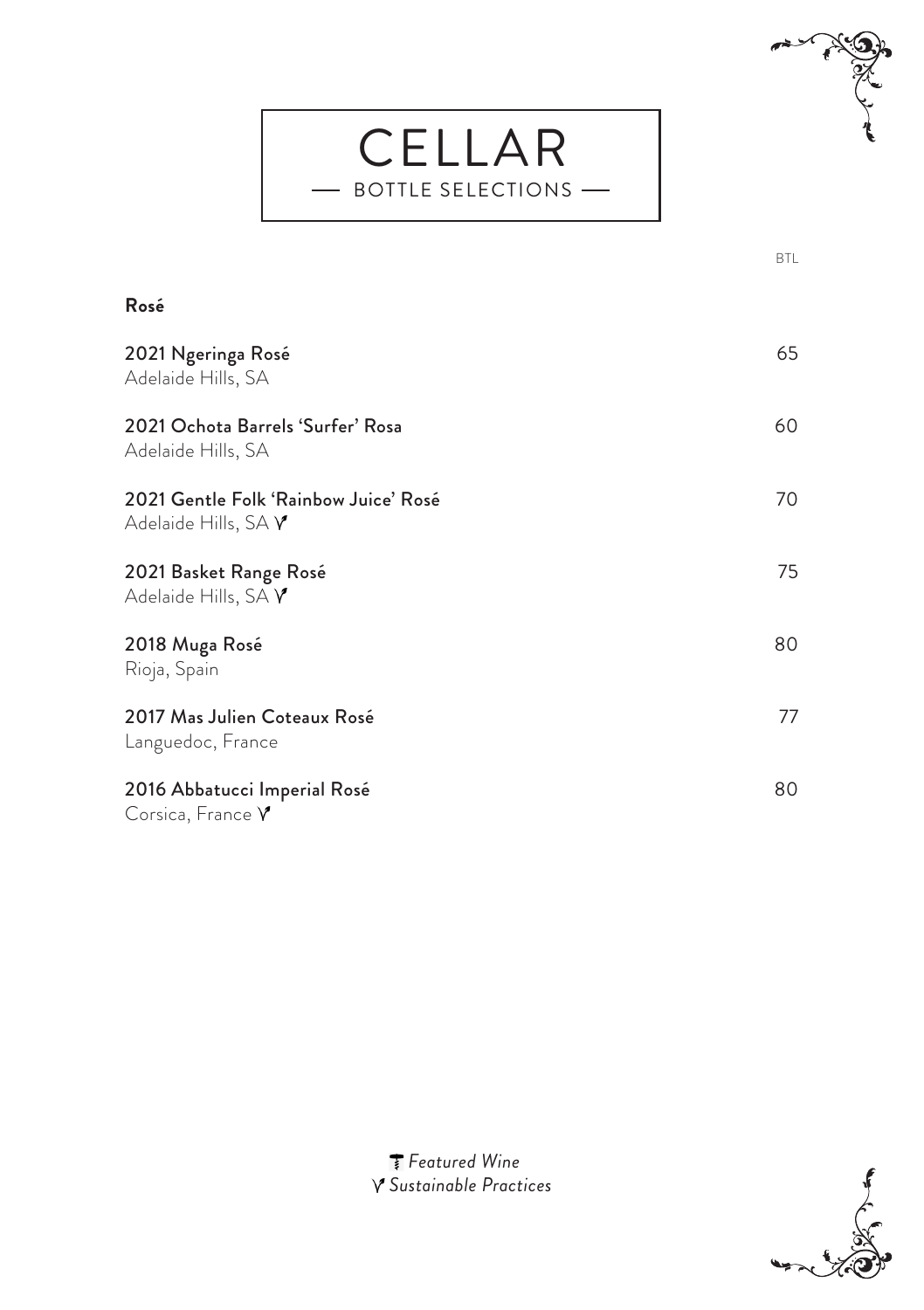# CELLAR

— BOTTLE SELECTIONS —

| | BTL |
|---|---|
| **Rosé** | |
| 2021 Ngeringa Rosé<br>Adelaide Hills, SA | 65 |
| 2021 Ochota Barrels 'Surfer' Rosa<br>Adelaide Hills, SA | 60 |
| 2021 Gentle Folk 'Rainbow Juice' Rosé<br>Adelaide Hills, SA ⋎ | 70 |
| 2021 Basket Range Rosé<br>Adelaide Hills, SA ⋎ | 75 |
| 2018 Muga Rosé<br>Rioja, Spain | 80 |
| 2017 Mas Julien Coteaux Rosé<br>Languedoc, France | 77 |
| 2016 Abbatucci Imperial Rosé<br>Corsica, France ⋎ | 80 |

*Featured Wine*

⋎ *Sustainable Practices*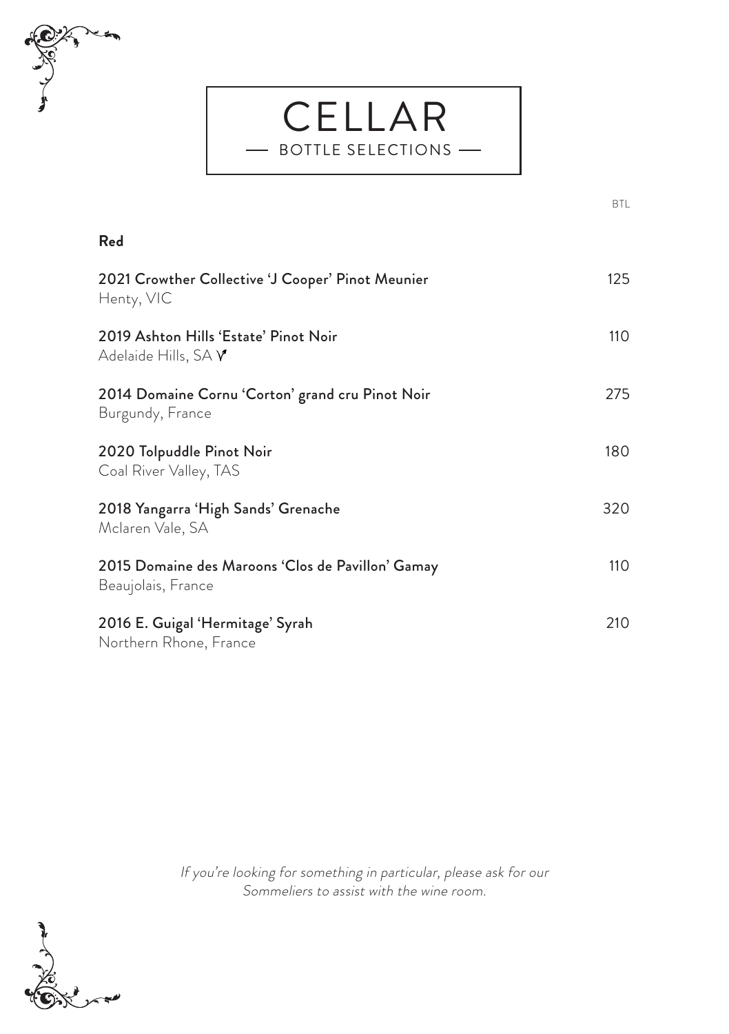# CELLAR

— BOTTLE SELECTIONS —

| **Red** | BTL |
|---|---|
| **2021 Crowther Collective 'J Cooper' Pinot Meunier**<br>Henty, VIC | 125 |
| **2019 Ashton Hills 'Estate' Pinot Noir**<br>Adelaide Hills, SA V | 110 |
| **2014 Domaine Cornu 'Corton' grand cru Pinot Noir**<br>Burgundy, France | 275 |
| **2020 Tolpuddle Pinot Noir**<br>Coal River Valley, TAS | 180 |
| **2018 Yangarra 'High Sands' Grenache**<br>Mclaren Vale, SA | 320 |
| **2015 Domaine des Maroons 'Clos de Pavillon' Gamay**<br>Beaujolais, France | 110 |
| **2016 E. Guigal 'Hermitage' Syrah**<br>Northern Rhone, France | 210 |

*If you're looking for something in particular, please ask for our Sommeliers to assist with the wine room.*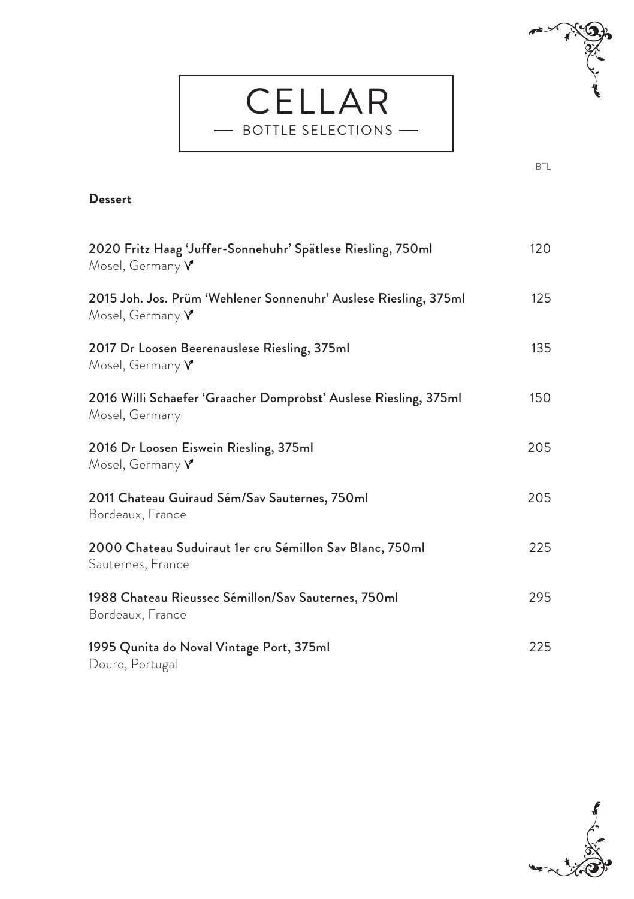# CELLAR

— BOTTLE SELECTIONS —

BTL

**Dessert**

2020 Fritz Haag 'Juffer-Sonnehuhr' Spätlese Riesling, 750ml — 120
Mosel, Germany V

2015 Joh. Jos. Prüm 'Wehlener Sonnenuhr' Auslese Riesling, 375ml — 125
Mosel, Germany V

2017 Dr Loosen Beerenauslese Riesling, 375ml — 135
Mosel, Germany V

2016 Willi Schaefer 'Graacher Domprobst' Auslese Riesling, 375ml — 150
Mosel, Germany

2016 Dr Loosen Eiswein Riesling, 375ml — 205
Mosel, Germany V

2011 Chateau Guiraud Sém/Sav Sauternes, 750ml — 205
Bordeaux, France

2000 Chateau Suduiraut 1er cru Sémillon Sav Blanc, 750ml — 225
Sauternes, France

1988 Chateau Rieussec Sémillon/Sav Sauternes, 750ml — 295
Bordeaux, France

1995 Qunita do Noval Vintage Port, 375ml — 225
Douro, Portugal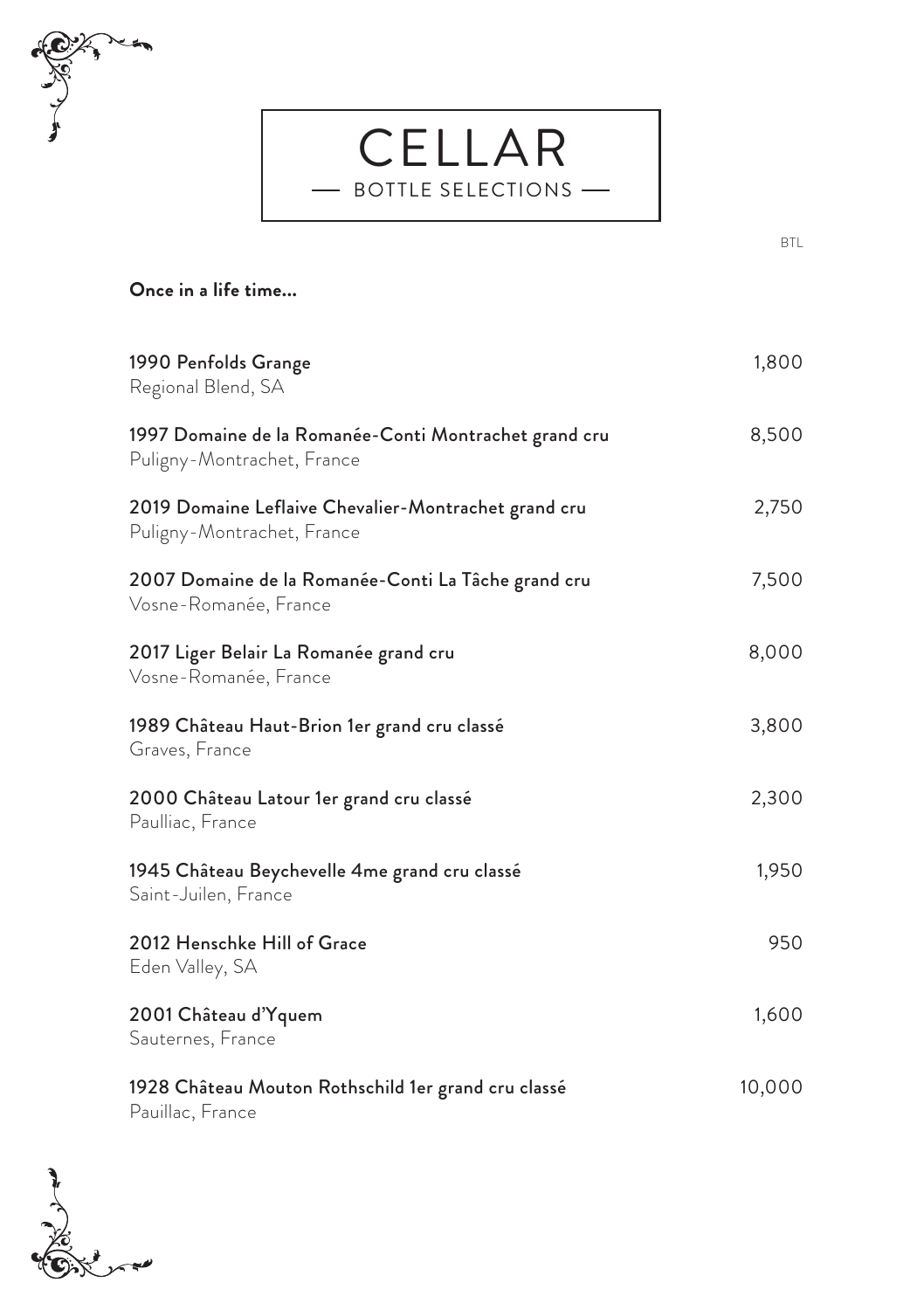# CELLAR

## BOTTLE SELECTIONS

BTL

**Once in a life time...**

1990 Penfolds Grange — 1,800
Regional Blend, SA

1997 Domaine de la Romanée-Conti Montrachet grand cru — 8,500
Puligny-Montrachet, France

2019 Domaine Leflaive Chevalier-Montrachet grand cru — 2,750
Puligny-Montrachet, France

2007 Domaine de la Romanée-Conti La Tâche grand cru — 7,500
Vosne-Romanée, France

2017 Liger Belair La Romanée grand cru — 8,000
Vosne-Romanée, France

1989 Château Haut-Brion 1er grand cru classé — 3,800
Graves, France

2000 Château Latour 1er grand cru classé — 2,300
Paulliac, France

1945 Château Beychevelle 4me grand cru classé — 1,950
Saint-Juilen, France

2012 Henschke Hill of Grace — 950
Eden Valley, SA

2001 Château d'Yquem — 1,600
Sauternes, France

1928 Château Mouton Rothschild 1er grand cru classé — 10,000
Pauillac, France